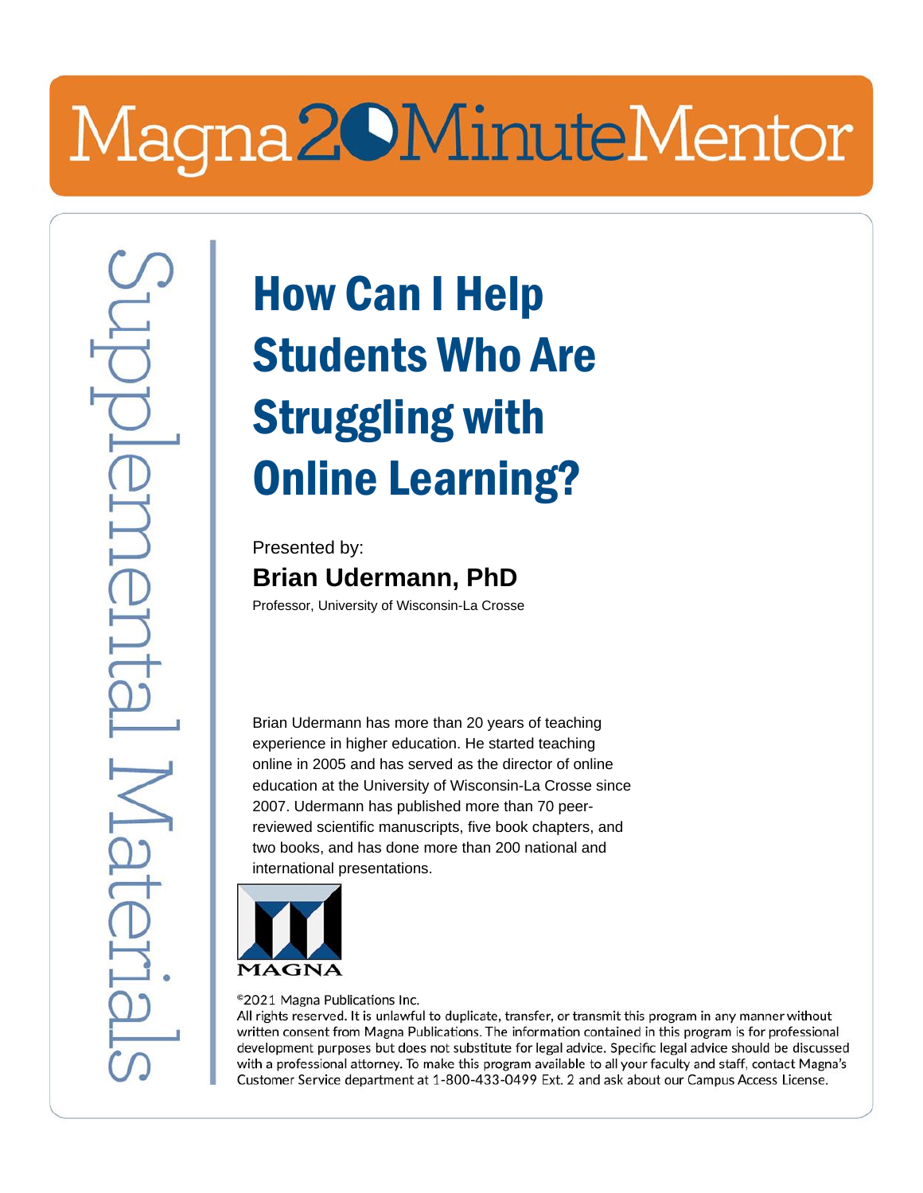Magna 20 Minute Mentor

Supplemental Materials

# How Can I Help Students Who Are Struggling with Online Learning?

Presented by:

**Brian Udermann, PhD**

Professor, University of Wisconsin-La Crosse

Brian Udermann has more than 20 years of teaching experience in higher education. He started teaching online in 2005 and has served as the director of online education at the University of Wisconsin-La Crosse since 2007. Udermann has published more than 70 peer-reviewed scientific manuscripts, five book chapters, and two books, and has done more than 200 national and international presentations.

MAGNA

©2021 Magna Publications Inc.
All rights reserved. It is unlawful to duplicate, transfer, or transmit this program in any manner without written consent from Magna Publications. The information contained in this program is for professional development purposes but does not substitute for legal advice. Specific legal advice should be discussed with a professional attorney. To make this program available to all your faculty and staff, contact Magna's Customer Service department at 1-800-433-0499 Ext. 2 and ask about our Campus Access License.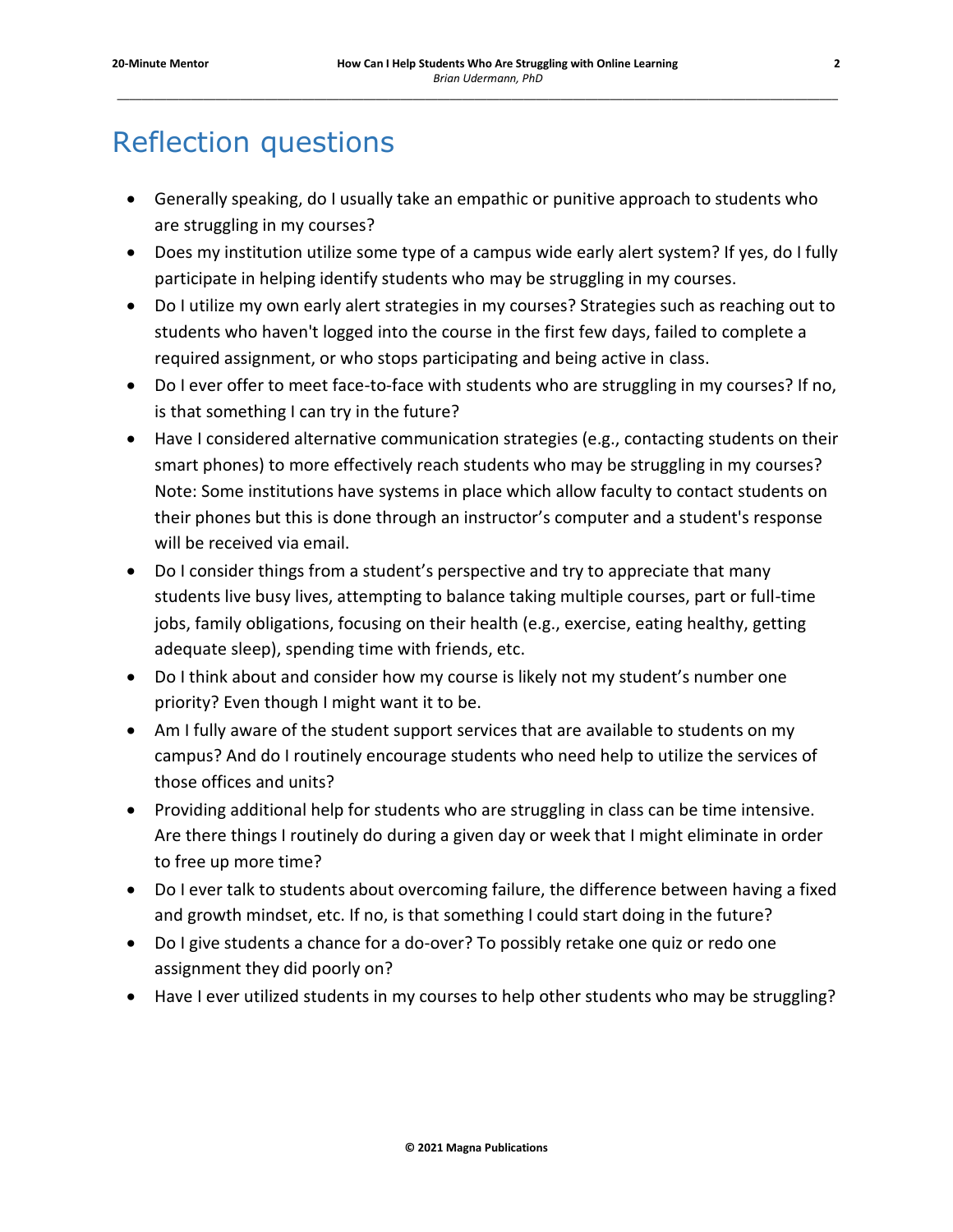## Reflection questions

- Generally speaking, do I usually take an empathic or punitive approach to students who are struggling in my courses?
- Does my institution utilize some type of a campus wide early alert system? If yes, do I fully participate in helping identify students who may be struggling in my courses.
- Do I utilize my own early alert strategies in my courses? Strategies such as reaching out to students who haven't logged into the course in the first few days, failed to complete a required assignment, or who stops participating and being active in class.
- Do I ever offer to meet face-to-face with students who are struggling in my courses? If no, is that something I can try in the future?
- Have I considered alternative communication strategies (e.g., contacting students on their smart phones) to more effectively reach students who may be struggling in my courses? Note: Some institutions have systems in place which allow faculty to contact students on their phones but this is done through an instructor's computer and a student's response will be received via email.
- Do I consider things from a student's perspective and try to appreciate that many students live busy lives, attempting to balance taking multiple courses, part or full-time jobs, family obligations, focusing on their health (e.g., exercise, eating healthy, getting adequate sleep), spending time with friends, etc.
- Do I think about and consider how my course is likely not my student's number one priority? Even though I might want it to be.
- Am I fully aware of the student support services that are available to students on my campus? And do I routinely encourage students who need help to utilize the services of those offices and units?
- Providing additional help for students who are struggling in class can be time intensive. Are there things I routinely do during a given day or week that I might eliminate in order to free up more time?
- Do I ever talk to students about overcoming failure, the difference between having a fixed and growth mindset, etc. If no, is that something I could start doing in the future?
- Do I give students a chance for a do-over? To possibly retake one quiz or redo one assignment they did poorly on?
- Have I ever utilized students in my courses to help other students who may be struggling?